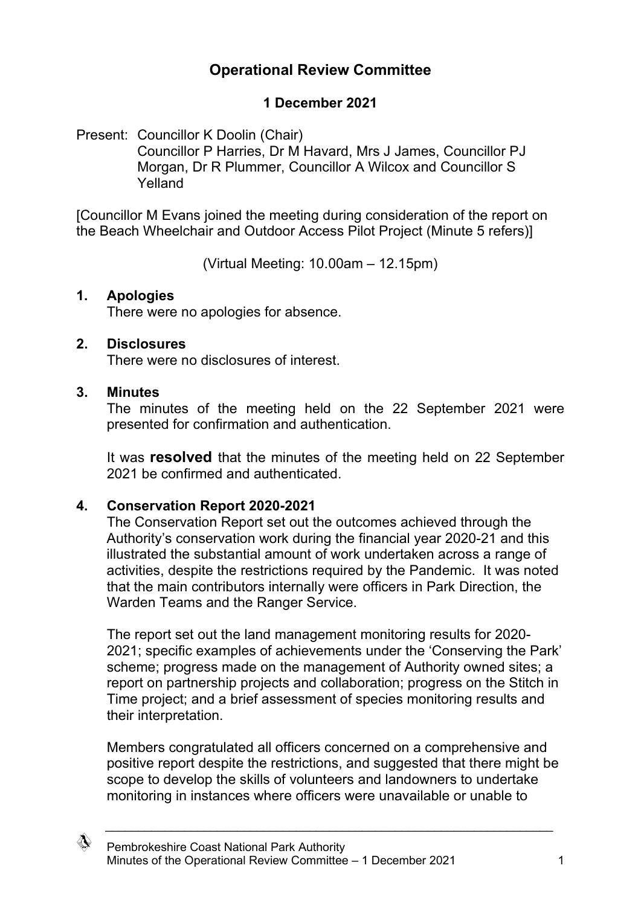# Operational Review Committee

## 1 December 2021

Present: Councillor K Doolin (Chair)
Councillor P Harries, Dr M Havard, Mrs J James, Councillor PJ Morgan, Dr R Plummer, Councillor A Wilcox and Councillor S Yelland

[Councillor M Evans joined the meeting during consideration of the report on the Beach Wheelchair and Outdoor Access Pilot Project (Minute 5 refers)]

(Virtual Meeting: 10.00am – 12.15pm)

### 1. Apologies

There were no apologies for absence.

### 2. Disclosures

There were no disclosures of interest.

### 3. Minutes

The minutes of the meeting held on the 22 September 2021 were presented for confirmation and authentication.

It was **resolved** that the minutes of the meeting held on 22 September 2021 be confirmed and authenticated.

### 4. Conservation Report 2020-2021

The Conservation Report set out the outcomes achieved through the Authority's conservation work during the financial year 2020-21 and this illustrated the substantial amount of work undertaken across a range of activities, despite the restrictions required by the Pandemic. It was noted that the main contributors internally were officers in Park Direction, the Warden Teams and the Ranger Service.

The report set out the land management monitoring results for 2020-2021; specific examples of achievements under the 'Conserving the Park' scheme; progress made on the management of Authority owned sites; a report on partnership projects and collaboration; progress on the Stitch in Time project; and a brief assessment of species monitoring results and their interpretation.

Members congratulated all officers concerned on a comprehensive and positive report despite the restrictions, and suggested that there might be scope to develop the skills of volunteers and landowners to undertake monitoring in instances where officers were unavailable or unable to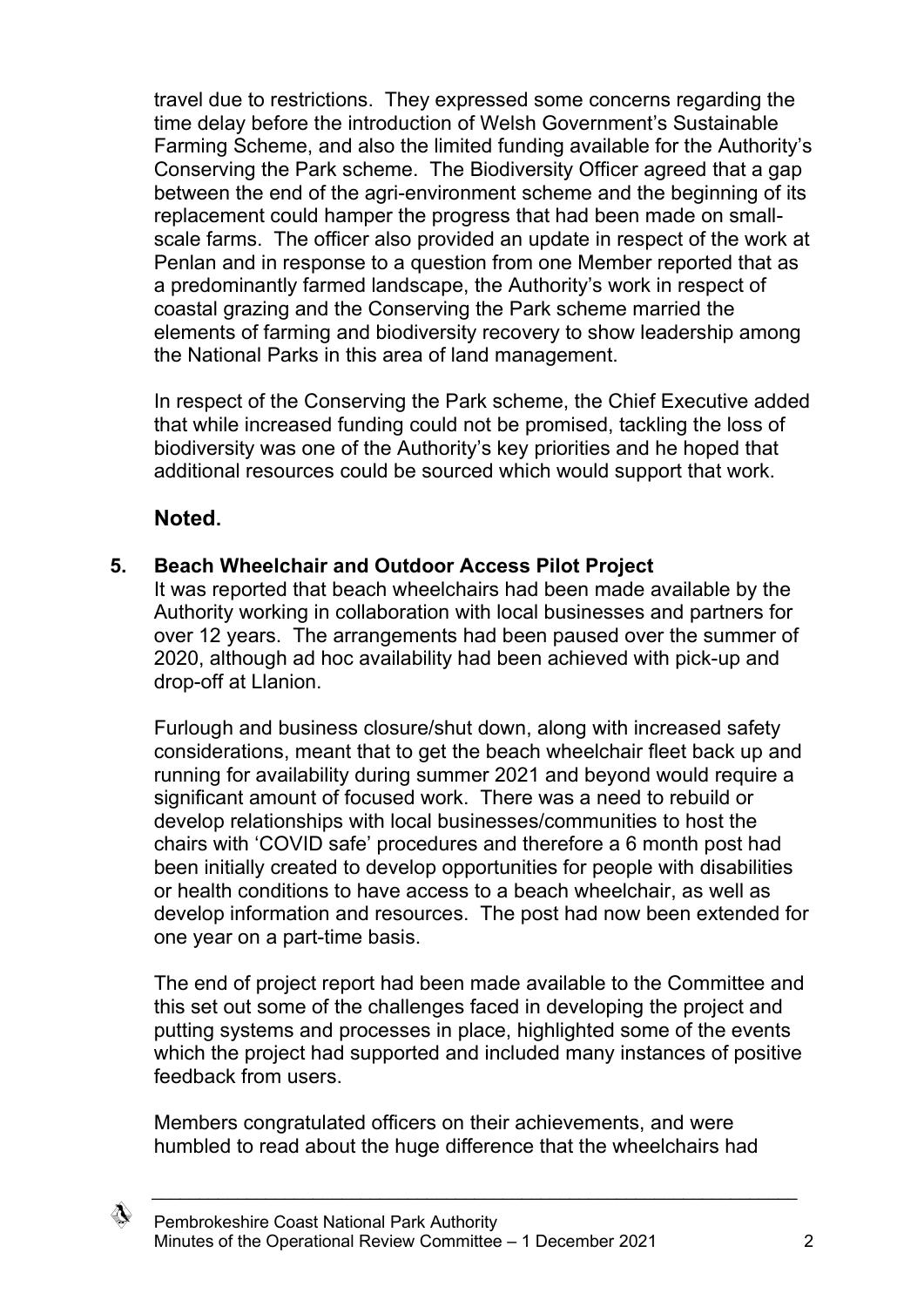travel due to restrictions. They expressed some concerns regarding the time delay before the introduction of Welsh Government's Sustainable Farming Scheme, and also the limited funding available for the Authority's Conserving the Park scheme. The Biodiversity Officer agreed that a gap between the end of the agri-environment scheme and the beginning of its replacement could hamper the progress that had been made on small-scale farms. The officer also provided an update in respect of the work at Penlan and in response to a question from one Member reported that as a predominantly farmed landscape, the Authority's work in respect of coastal grazing and the Conserving the Park scheme married the elements of farming and biodiversity recovery to show leadership among the National Parks in this area of land management.

In respect of the Conserving the Park scheme, the Chief Executive added that while increased funding could not be promised, tackling the loss of biodiversity was one of the Authority's key priorities and he hoped that additional resources could be sourced which would support that work.

**Noted.**

## 5. Beach Wheelchair and Outdoor Access Pilot Project

It was reported that beach wheelchairs had been made available by the Authority working in collaboration with local businesses and partners for over 12 years. The arrangements had been paused over the summer of 2020, although ad hoc availability had been achieved with pick-up and drop-off at Llanion.

Furlough and business closure/shut down, along with increased safety considerations, meant that to get the beach wheelchair fleet back up and running for availability during summer 2021 and beyond would require a significant amount of focused work. There was a need to rebuild or develop relationships with local businesses/communities to host the chairs with 'COVID safe' procedures and therefore a 6 month post had been initially created to develop opportunities for people with disabilities or health conditions to have access to a beach wheelchair, as well as develop information and resources. The post had now been extended for one year on a part-time basis.

The end of project report had been made available to the Committee and this set out some of the challenges faced in developing the project and putting systems and processes in place, highlighted some of the events which the project had supported and included many instances of positive feedback from users.

Members congratulated officers on their achievements, and were humbled to read about the huge difference that the wheelchairs had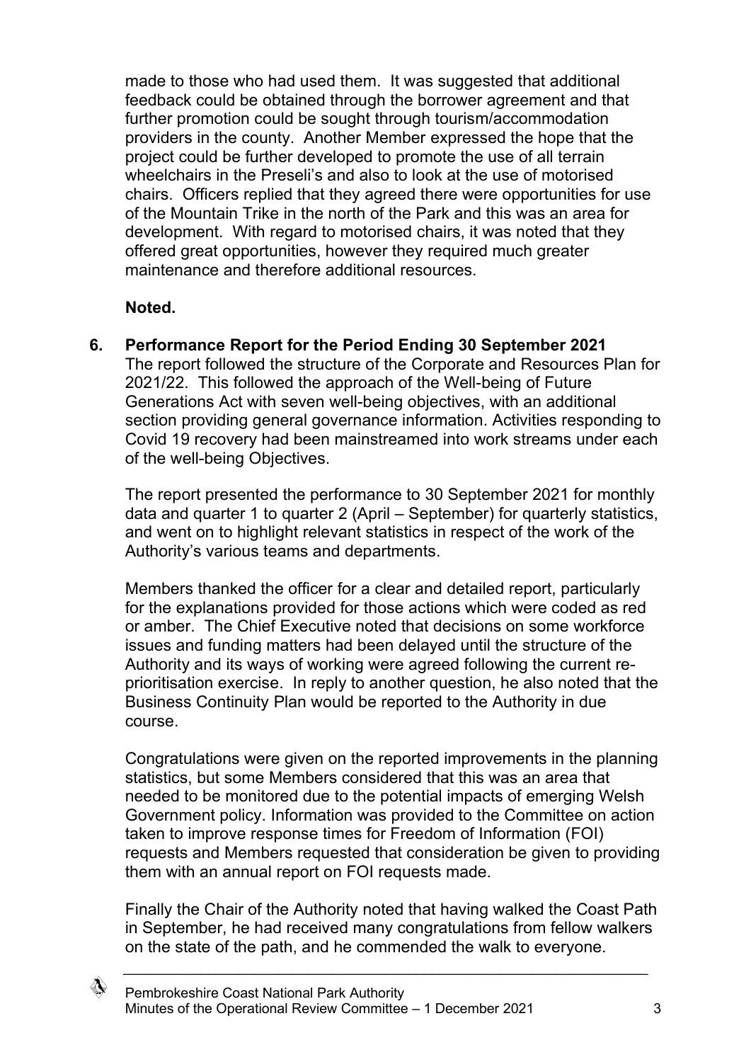made to those who had used them. It was suggested that additional feedback could be obtained through the borrower agreement and that further promotion could be sought through tourism/accommodation providers in the county. Another Member expressed the hope that the project could be further developed to promote the use of all terrain wheelchairs in the Preseli's and also to look at the use of motorised chairs. Officers replied that they agreed there were opportunities for use of the Mountain Trike in the north of the Park and this was an area for development. With regard to motorised chairs, it was noted that they offered great opportunities, however they required much greater maintenance and therefore additional resources.

**Noted.**

**6. Performance Report for the Period Ending 30 September 2021**

The report followed the structure of the Corporate and Resources Plan for 2021/22. This followed the approach of the Well-being of Future Generations Act with seven well-being objectives, with an additional section providing general governance information. Activities responding to Covid 19 recovery had been mainstreamed into work streams under each of the well-being Objectives.

The report presented the performance to 30 September 2021 for monthly data and quarter 1 to quarter 2 (April – September) for quarterly statistics, and went on to highlight relevant statistics in respect of the work of the Authority's various teams and departments.

Members thanked the officer for a clear and detailed report, particularly for the explanations provided for those actions which were coded as red or amber. The Chief Executive noted that decisions on some workforce issues and funding matters had been delayed until the structure of the Authority and its ways of working were agreed following the current re-prioritisation exercise. In reply to another question, he also noted that the Business Continuity Plan would be reported to the Authority in due course.

Congratulations were given on the reported improvements in the planning statistics, but some Members considered that this was an area that needed to be monitored due to the potential impacts of emerging Welsh Government policy. Information was provided to the Committee on action taken to improve response times for Freedom of Information (FOI) requests and Members requested that consideration be given to providing them with an annual report on FOI requests made.

Finally the Chair of the Authority noted that having walked the Coast Path in September, he had received many congratulations from fellow walkers on the state of the path, and he commended the walk to everyone.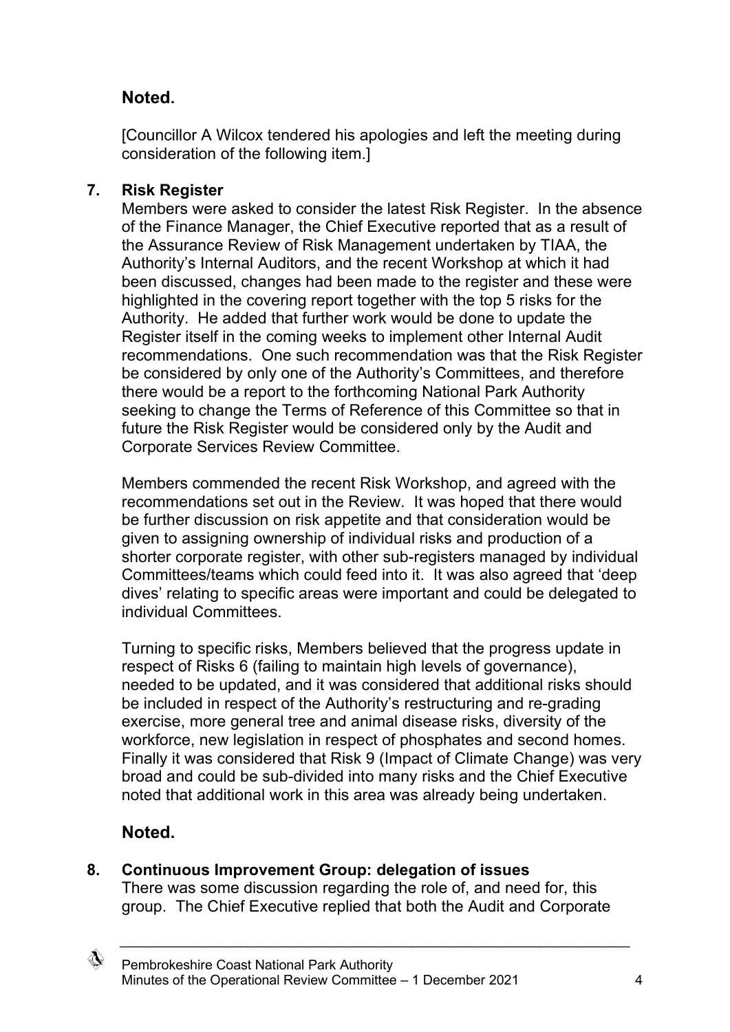**Noted.**

[Councillor A Wilcox tendered his apologies and left the meeting during consideration of the following item.]

**7. Risk Register**

Members were asked to consider the latest Risk Register. In the absence of the Finance Manager, the Chief Executive reported that as a result of the Assurance Review of Risk Management undertaken by TIAA, the Authority's Internal Auditors, and the recent Workshop at which it had been discussed, changes had been made to the register and these were highlighted in the covering report together with the top 5 risks for the Authority. He added that further work would be done to update the Register itself in the coming weeks to implement other Internal Audit recommendations. One such recommendation was that the Risk Register be considered by only one of the Authority's Committees, and therefore there would be a report to the forthcoming National Park Authority seeking to change the Terms of Reference of this Committee so that in future the Risk Register would be considered only by the Audit and Corporate Services Review Committee.

Members commended the recent Risk Workshop, and agreed with the recommendations set out in the Review. It was hoped that there would be further discussion on risk appetite and that consideration would be given to assigning ownership of individual risks and production of a shorter corporate register, with other sub-registers managed by individual Committees/teams which could feed into it. It was also agreed that 'deep dives' relating to specific areas were important and could be delegated to individual Committees.

Turning to specific risks, Members believed that the progress update in respect of Risks 6 (failing to maintain high levels of governance), needed to be updated, and it was considered that additional risks should be included in respect of the Authority's restructuring and re-grading exercise, more general tree and animal disease risks, diversity of the workforce, new legislation in respect of phosphates and second homes. Finally it was considered that Risk 9 (Impact of Climate Change) was very broad and could be sub-divided into many risks and the Chief Executive noted that additional work in this area was already being undertaken.

**Noted.**

**8. Continuous Improvement Group: delegation of issues**

There was some discussion regarding the role of, and need for, this group. The Chief Executive replied that both the Audit and Corporate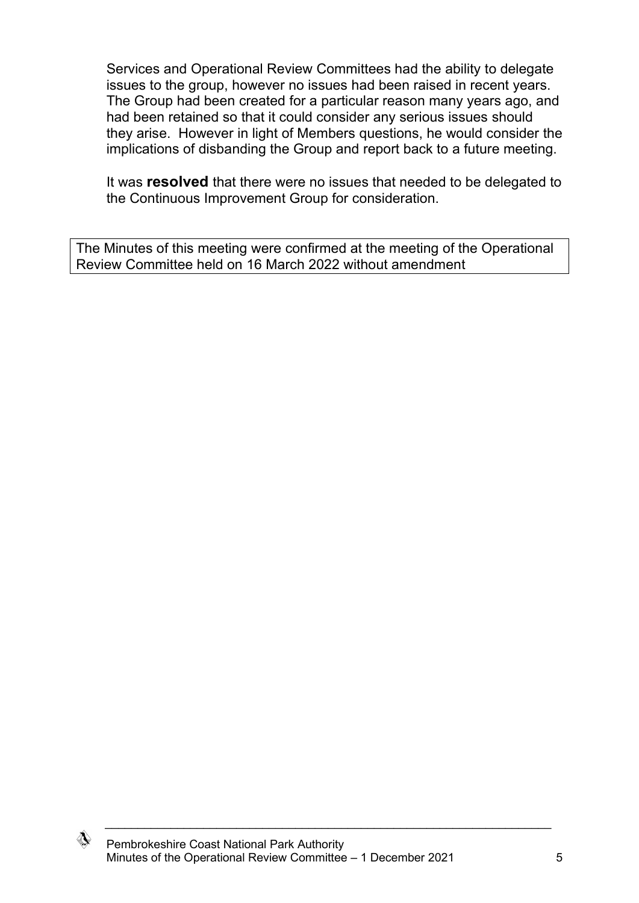Services and Operational Review Committees had the ability to delegate issues to the group, however no issues had been raised in recent years. The Group had been created for a particular reason many years ago, and had been retained so that it could consider any serious issues should they arise. However in light of Members questions, he would consider the implications of disbanding the Group and report back to a future meeting.

It was **resolved** that there were no issues that needed to be delegated to the Continuous Improvement Group for consideration.

The Minutes of this meeting were confirmed at the meeting of the Operational Review Committee held on 16 March 2022 without amendment